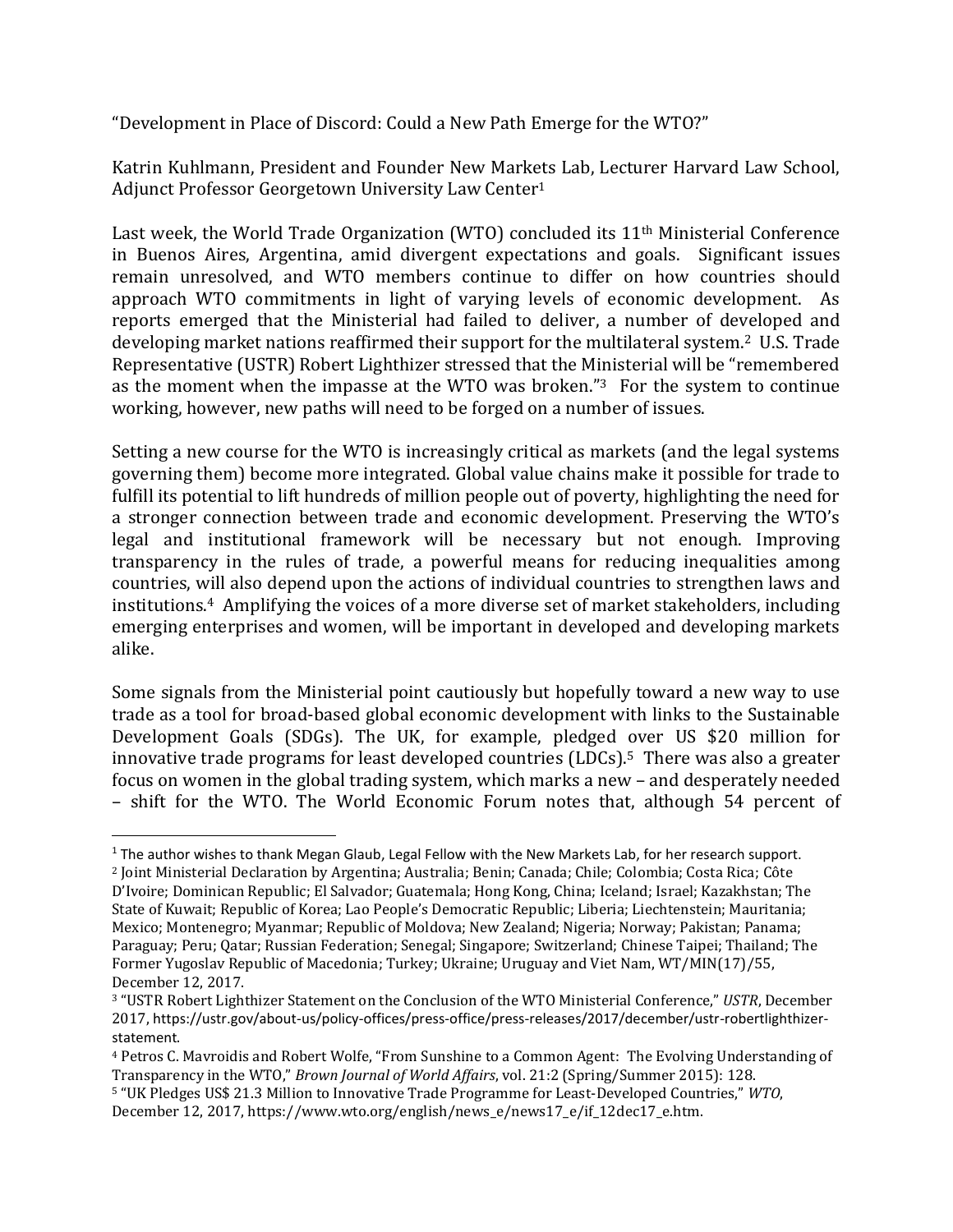"Development in Place of Discord: Could a New Path Emerge for the WTO?"

Katrin Kuhlmann, President and Founder New Markets Lab, Lecturer Harvard Law School, Adjunct Professor Georgetown University Law Center[1]

Last week, the World Trade Organization (WTO) concluded its 11th Ministerial Conference in Buenos Aires, Argentina, amid divergent expectations and goals. Significant issues remain unresolved, and WTO members continue to differ on how countries should approach WTO commitments in light of varying levels of economic development. As reports emerged that the Ministerial had failed to deliver, a number of developed and developing market nations reaffirmed their support for the multilateral system.[2] U.S. Trade Representative (USTR) Robert Lighthizer stressed that the Ministerial will be "remembered as the moment when the impasse at the WTO was broken."[3] For the system to continue working, however, new paths will need to be forged on a number of issues.

Setting a new course for the WTO is increasingly critical as markets (and the legal systems governing them) become more integrated. Global value chains make it possible for trade to fulfill its potential to lift hundreds of million people out of poverty, highlighting the need for a stronger connection between trade and economic development. Preserving the WTO's legal and institutional framework will be necessary but not enough. Improving transparency in the rules of trade, a powerful means for reducing inequalities among countries, will also depend upon the actions of individual countries to strengthen laws and institutions.[4] Amplifying the voices of a more diverse set of market stakeholders, including emerging enterprises and women, will be important in developed and developing markets alike.

Some signals from the Ministerial point cautiously but hopefully toward a new way to use trade as a tool for broad-based global economic development with links to the Sustainable Development Goals (SDGs). The UK, for example, pledged over US $20 million for innovative trade programs for least developed countries (LDCs).[5] There was also a greater focus on women in the global trading system, which marks a new – and desperately needed – shift for the WTO. The World Economic Forum notes that, although 54 percent of

---

[1] The author wishes to thank Megan Glaub, Legal Fellow with the New Markets Lab, for her research support.

[2] Joint Ministerial Declaration by Argentina; Australia; Benin; Canada; Chile; Colombia; Costa Rica; Côte D'Ivoire; Dominican Republic; El Salvador; Guatemala; Hong Kong, China; Iceland; Israel; Kazakhstan; The State of Kuwait; Republic of Korea; Lao People's Democratic Republic; Liberia; Liechtenstein; Mauritania; Mexico; Montenegro; Myanmar; Republic of Moldova; New Zealand; Nigeria; Norway; Pakistan; Panama; Paraguay; Peru; Qatar; Russian Federation; Senegal; Singapore; Switzerland; Chinese Taipei; Thailand; The Former Yugoslav Republic of Macedonia; Turkey; Ukraine; Uruguay and Viet Nam, WT/MIN(17)/55, December 12, 2017.

[3] "USTR Robert Lighthizer Statement on the Conclusion of the WTO Ministerial Conference," *USTR*, December 2017, https://ustr.gov/about-us/policy-offices/press-office/press-releases/2017/december/ustr-robertlighthizer-statement.

[4] Petros C. Mavroidis and Robert Wolfe, "From Sunshine to a Common Agent: The Evolving Understanding of Transparency in the WTO," *Brown Journal of World Affairs*, vol. 21:2 (Spring/Summer 2015): 128.

[5] "UK Pledges US$ 21.3 Million to Innovative Trade Programme for Least-Developed Countries," *WTO*, December 12, 2017, https://www.wto.org/english/news_e/news17_e/if_12dec17_e.htm.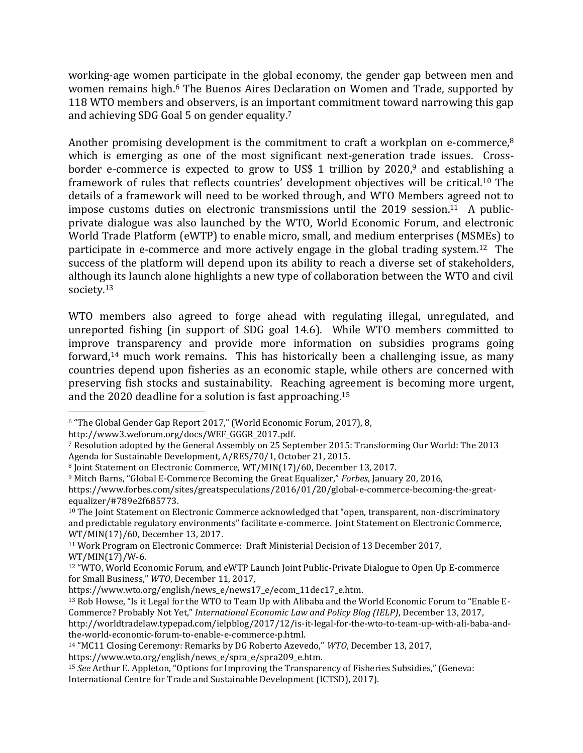working-age women participate in the global economy, the gender gap between men and women remains high.[6] The Buenos Aires Declaration on Women and Trade, supported by 118 WTO members and observers, is an important commitment toward narrowing this gap and achieving SDG Goal 5 on gender equality.[7]

Another promising development is the commitment to craft a workplan on e-commerce,[8] which is emerging as one of the most significant next-generation trade issues. Cross-border e-commerce is expected to grow to US$ 1 trillion by 2020,[9] and establishing a framework of rules that reflects countries' development objectives will be critical.[10] The details of a framework will need to be worked through, and WTO Members agreed not to impose customs duties on electronic transmissions until the 2019 session.[11] A public-private dialogue was also launched by the WTO, World Economic Forum, and electronic World Trade Platform (eWTP) to enable micro, small, and medium enterprises (MSMEs) to participate in e-commerce and more actively engage in the global trading system.[12] The success of the platform will depend upon its ability to reach a diverse set of stakeholders, although its launch alone highlights a new type of collaboration between the WTO and civil society.[13]

WTO members also agreed to forge ahead with regulating illegal, unregulated, and unreported fishing (in support of SDG goal 14.6). While WTO members committed to improve transparency and provide more information on subsidies programs going forward,[14] much work remains. This has historically been a challenging issue, as many countries depend upon fisheries as an economic staple, while others are concerned with preserving fish stocks and sustainability. Reaching agreement is becoming more urgent, and the 2020 deadline for a solution is fast approaching.[15]

---

[6] "The Global Gender Gap Report 2017," (World Economic Forum, 2017), 8, http://www3.weforum.org/docs/WEF_GGGR_2017.pdf.

[7] Resolution adopted by the General Assembly on 25 September 2015: Transforming Our World: The 2013 Agenda for Sustainable Development, A/RES/70/1, October 21, 2015.

[8] Joint Statement on Electronic Commerce, WT/MIN(17)/60, December 13, 2017.

[9] Mitch Barns, "Global E-Commerce Becoming the Great Equalizer," *Forbes*, January 20, 2016, https://www.forbes.com/sites/greatspeculations/2016/01/20/global-e-commerce-becoming-the-great-equalizer/#789e2f685773.

[10] The Joint Statement on Electronic Commerce acknowledged that "open, transparent, non-discriminatory and predictable regulatory environments" facilitate e-commerce. Joint Statement on Electronic Commerce, WT/MIN(17)/60, December 13, 2017.

[11] Work Program on Electronic Commerce: Draft Ministerial Decision of 13 December 2017, WT/MIN(17)/W-6.

[12] "WTO, World Economic Forum, and eWTP Launch Joint Public-Private Dialogue to Open Up E-commerce for Small Business," *WTO*, December 11, 2017, https://www.wto.org/english/news_e/news17_e/ecom_11dec17_e.htm.

[13] Rob Howse, "Is it Legal for the WTO to Team Up with Alibaba and the World Economic Forum to "Enable E-Commerce? Probably Not Yet," *International Economic Law and Policy Blog (IELP)*, December 13, 2017, http://worldtradelaw.typepad.com/ielpblog/2017/12/is-it-legal-for-the-wto-to-team-up-with-ali-baba-and-the-world-economic-forum-to-enable-e-commerce-p.html.

[14] "MC11 Closing Ceremony: Remarks by DG Roberto Azevedo," *WTO*, December 13, 2017, https://www.wto.org/english/news_e/spra_e/spra209_e.htm.

[15] *See* Arthur E. Appleton, "Options for Improving the Transparency of Fisheries Subsidies," (Geneva: International Centre for Trade and Sustainable Development (ICTSD), 2017).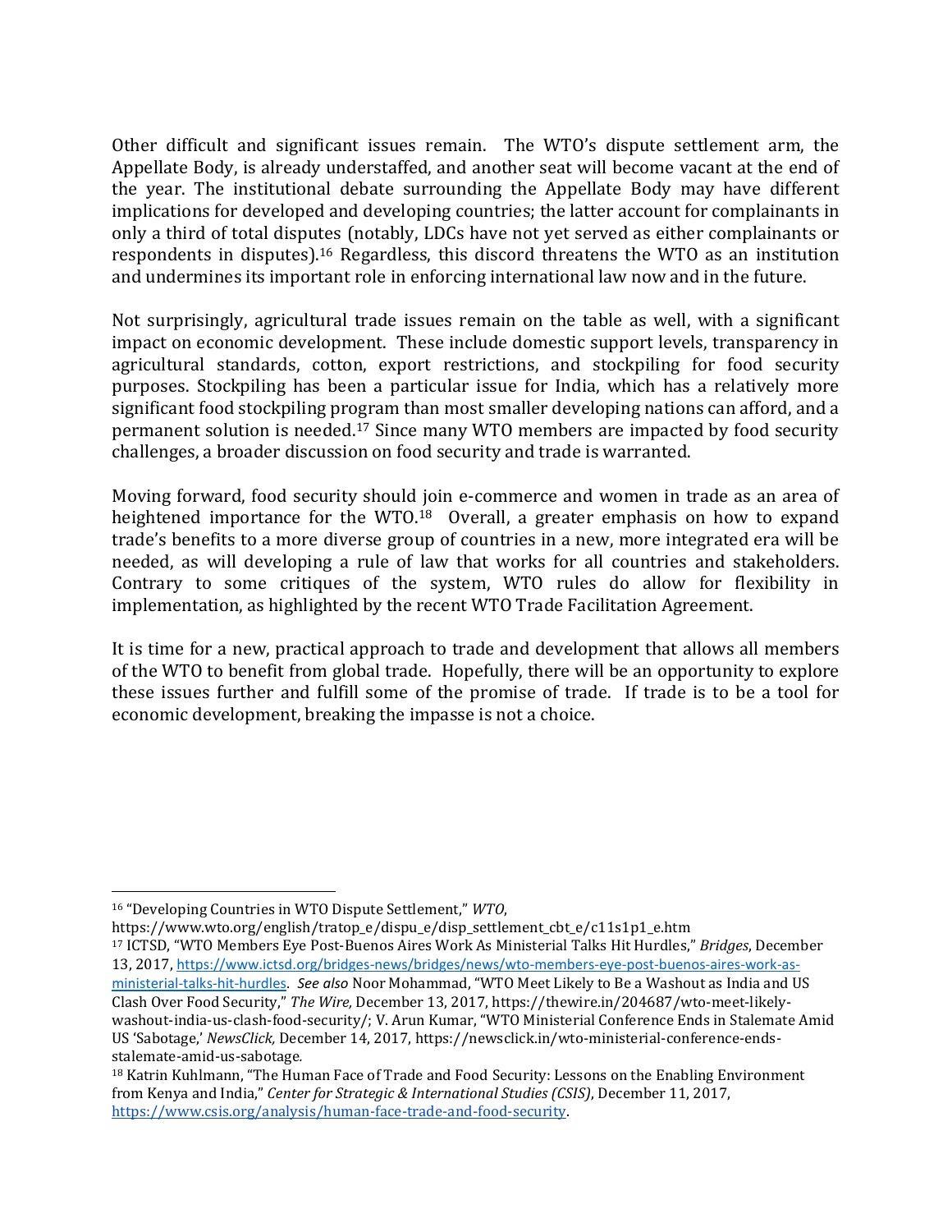Other difficult and significant issues remain. The WTO's dispute settlement arm, the Appellate Body, is already understaffed, and another seat will become vacant at the end of the year. The institutional debate surrounding the Appellate Body may have different implications for developed and developing countries; the latter account for complainants in only a third of total disputes (notably, LDCs have not yet served as either complainants or respondents in disputes).[16] Regardless, this discord threatens the WTO as an institution and undermines its important role in enforcing international law now and in the future.

Not surprisingly, agricultural trade issues remain on the table as well, with a significant impact on economic development. These include domestic support levels, transparency in agricultural standards, cotton, export restrictions, and stockpiling for food security purposes. Stockpiling has been a particular issue for India, which has a relatively more significant food stockpiling program than most smaller developing nations can afford, and a permanent solution is needed.[17] Since many WTO members are impacted by food security challenges, a broader discussion on food security and trade is warranted.

Moving forward, food security should join e-commerce and women in trade as an area of heightened importance for the WTO.[18] Overall, a greater emphasis on how to expand trade's benefits to a more diverse group of countries in a new, more integrated era will be needed, as will developing a rule of law that works for all countries and stakeholders. Contrary to some critiques of the system, WTO rules do allow for flexibility in implementation, as highlighted by the recent WTO Trade Facilitation Agreement.

It is time for a new, practical approach to trade and development that allows all members of the WTO to benefit from global trade. Hopefully, there will be an opportunity to explore these issues further and fulfill some of the promise of trade. If trade is to be a tool for economic development, breaking the impasse is not a choice.

---

[16] "Developing Countries in WTO Dispute Settlement," *WTO*, https://www.wto.org/english/tratop_e/dispu_e/disp_settlement_cbt_e/c11s1p1_e.htm

[17] ICTSD, "WTO Members Eye Post-Buenos Aires Work As Ministerial Talks Hit Hurdles," *Bridges*, December 13, 2017, https://www.ictsd.org/bridges-news/bridges/news/wto-members-eye-post-buenos-aires-work-as-ministerial-talks-hit-hurdles. *See also* Noor Mohammad, "WTO Meet Likely to Be a Washout as India and US Clash Over Food Security," *The Wire,* December 13, 2017, https://thewire.in/204687/wto-meet-likely-washout-india-us-clash-food-security/; V. Arun Kumar, "WTO Ministerial Conference Ends in Stalemate Amid US 'Sabotage,' *NewsClick,* December 14, 2017, https://newsclick.in/wto-ministerial-conference-ends-stalemate-amid-us-sabotage.

[18] Katrin Kuhlmann, "The Human Face of Trade and Food Security: Lessons on the Enabling Environment from Kenya and India," *Center for Strategic & International Studies (CSIS)*, December 11, 2017, https://www.csis.org/analysis/human-face-trade-and-food-security.